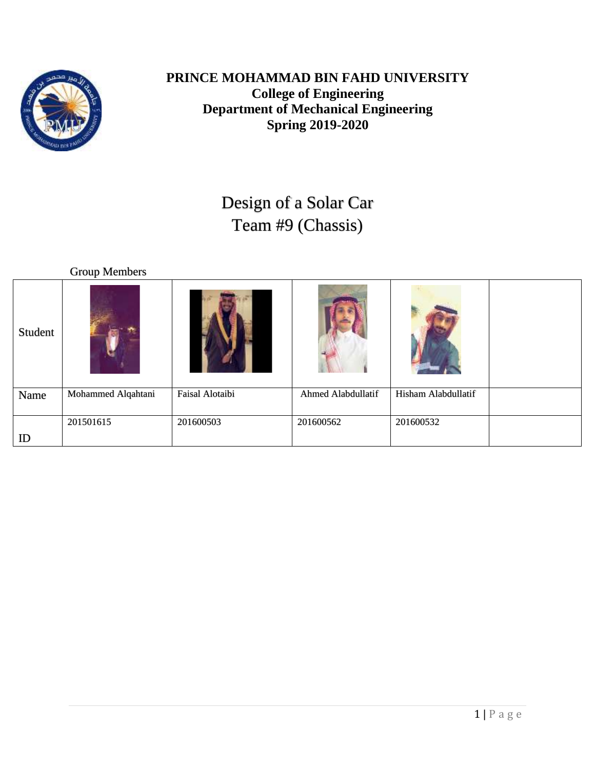**PRINCE MOHAMMAD BIN FAHD UNIVERSITY**
**College of Engineering**
**Department of Mechanical Engineering**
**Spring 2019-2020**

# Design of a Solar Car
# Team #9 (Chassis)

Group Members

| Student | | | | | |
|---|---|---|---|---|---|
| Name | Mohammed Alqahtani | Faisal Alotaibi | Ahmed Alabdullatif | Hisham Alabdullatif | |
| ID | 201501615 | 201600503 | 201600562 | 201600532 | |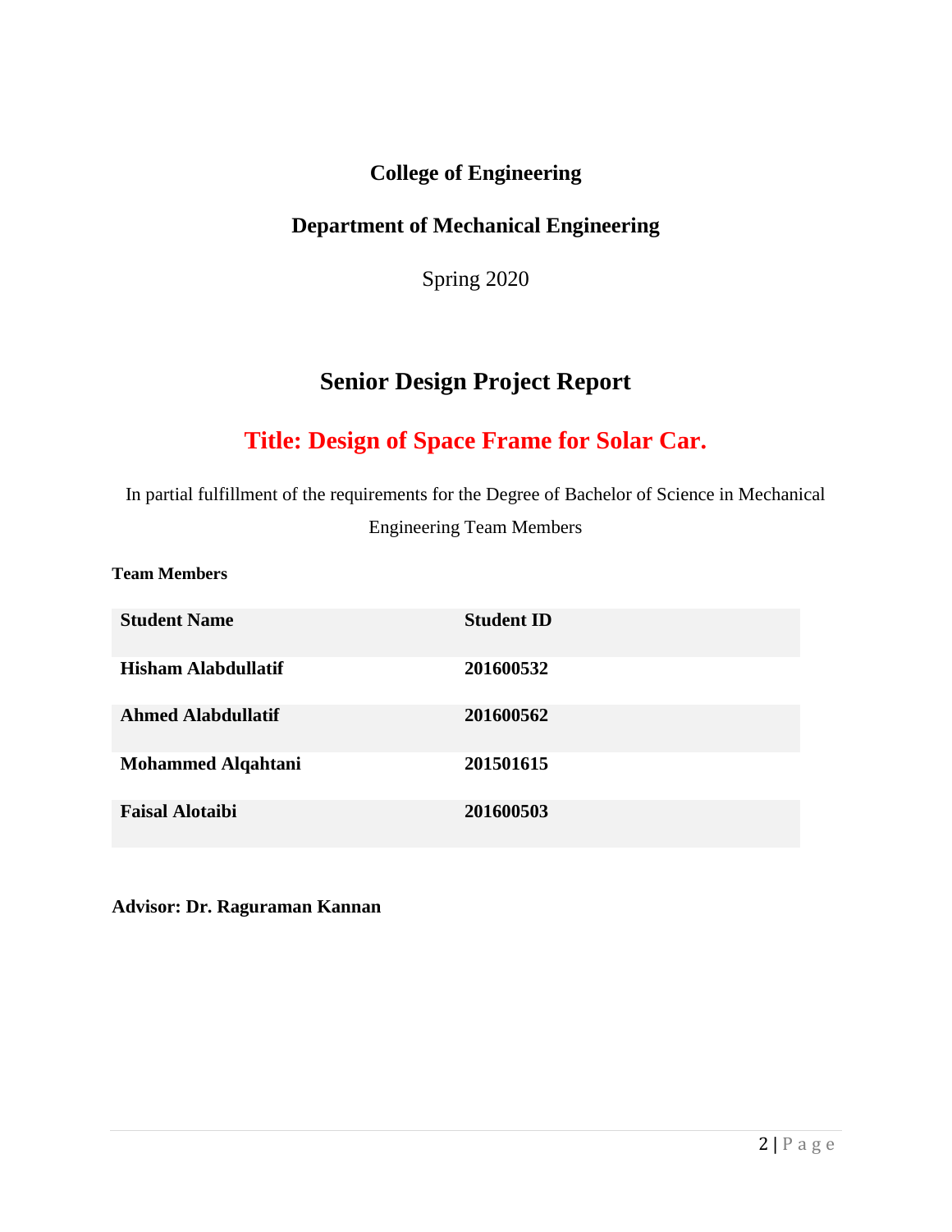**College of Engineering**

**Department of Mechanical Engineering**

Spring 2020

# Senior Design Project Report

## Title: Design of Space Frame for Solar Car.

In partial fulfillment of the requirements for the Degree of Bachelor of Science in Mechanical Engineering Team Members

**Team Members**

| Student Name | Student ID |
|---|---|
| **Hisham Alabdullatif** | **201600532** |
| **Ahmed Alabdullatif** | **201600562** |
| **Mohammed Alqahtani** | **201501615** |
| **Faisal Alotaibi** | **201600503** |

**Advisor: Dr. Raguraman Kannan**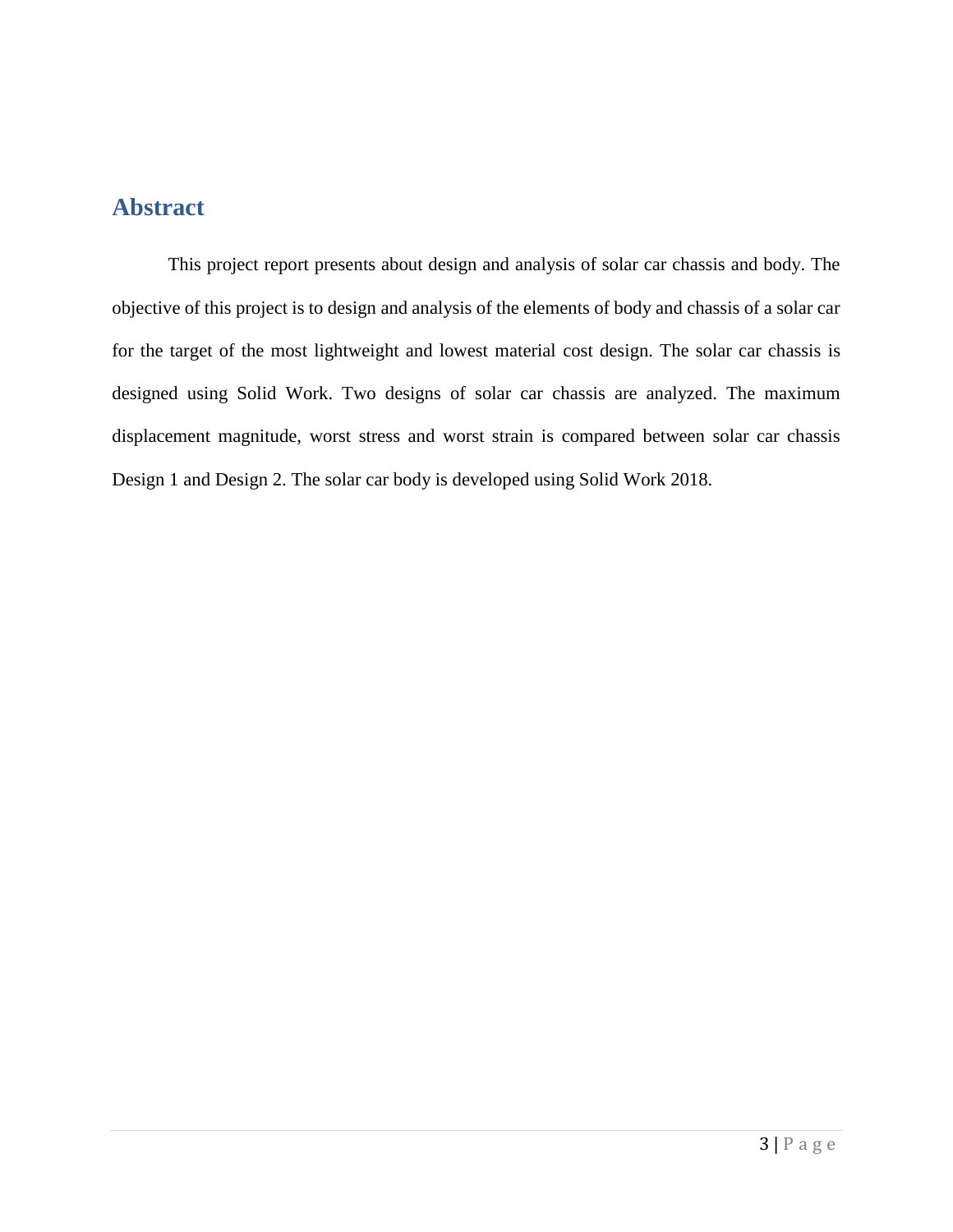# Abstract

This project report presents about design and analysis of solar car chassis and body. The objective of this project is to design and analysis of the elements of body and chassis of a solar car for the target of the most lightweight and lowest material cost design. The solar car chassis is designed using Solid Work. Two designs of solar car chassis are analyzed. The maximum displacement magnitude, worst stress and worst strain is compared between solar car chassis Design 1 and Design 2. The solar car body is developed using Solid Work 2018.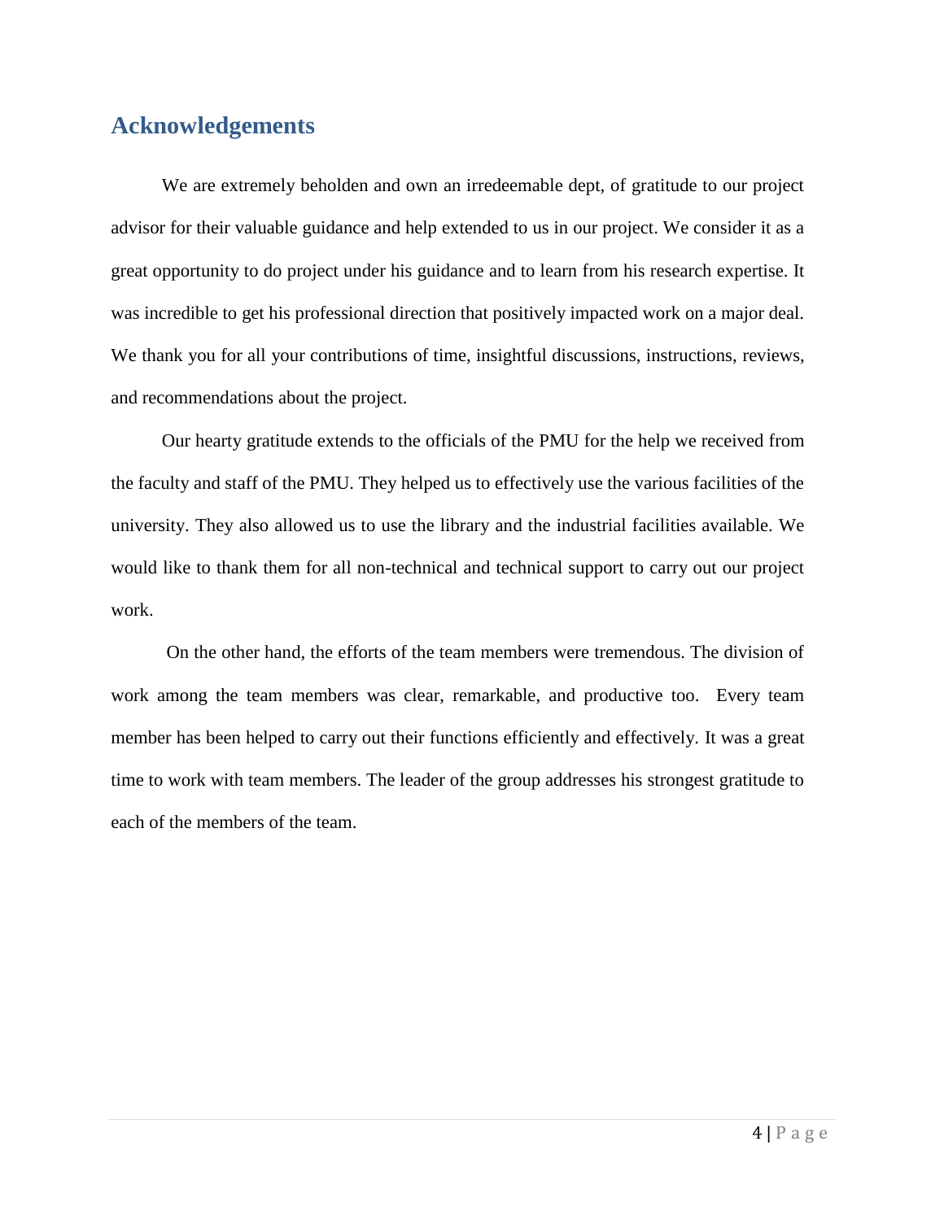## Acknowledgements

We are extremely beholden and own an irredeemable dept, of gratitude to our project advisor for their valuable guidance and help extended to us in our project. We consider it as a great opportunity to do project under his guidance and to learn from his research expertise. It was incredible to get his professional direction that positively impacted work on a major deal. We thank you for all your contributions of time, insightful discussions, instructions, reviews, and recommendations about the project.

Our hearty gratitude extends to the officials of the PMU for the help we received from the faculty and staff of the PMU. They helped us to effectively use the various facilities of the university. They also allowed us to use the library and the industrial facilities available. We would like to thank them for all non-technical and technical support to carry out our project work.

On the other hand, the efforts of the team members were tremendous. The division of work among the team members was clear, remarkable, and productive too. Every team member has been helped to carry out their functions efficiently and effectively. It was a great time to work with team members. The leader of the group addresses his strongest gratitude to each of the members of the team.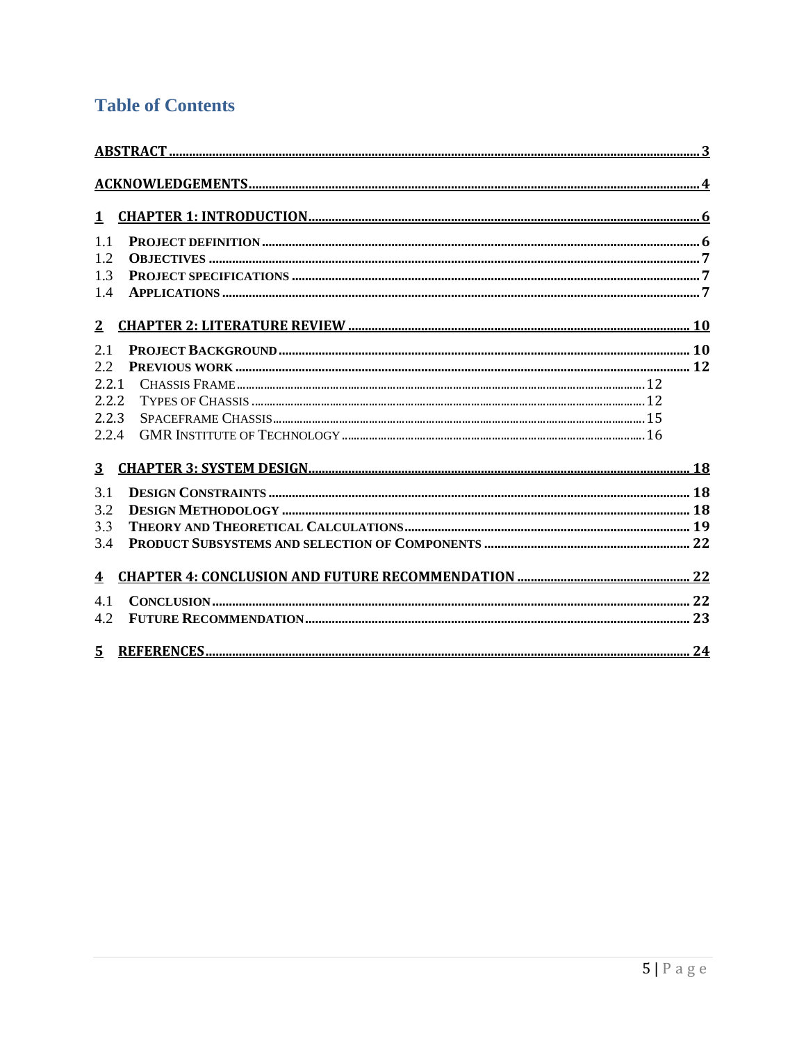# Table of Contents

ABSTRACT ..... 3

ACKNOWLEDGEMENTS ..... 4

1 CHAPTER 1: INTRODUCTION ..... 6

1.1 PROJECT DEFINITION ..... 6
1.2 OBJECTIVES ..... 7
1.3 PROJECT SPECIFICATIONS ..... 7
1.4 APPLICATIONS ..... 7

2 CHAPTER 2: LITERATURE REVIEW ..... 10

2.1 PROJECT BACKGROUND ..... 10
2.2 PREVIOUS WORK ..... 12
2.2.1 CHASSIS FRAME ..... 12
2.2.2 TYPES OF CHASSIS ..... 12
2.2.3 SPACEFRAME CHASSIS ..... 15
2.2.4 GMR INSTITUTE OF TECHNOLOGY ..... 16

3 CHAPTER 3: SYSTEM DESIGN ..... 18

3.1 DESIGN CONSTRAINTS ..... 18
3.2 DESIGN METHODOLOGY ..... 18
3.3 THEORY AND THEORETICAL CALCULATIONS ..... 19
3.4 PRODUCT SUBSYSTEMS AND SELECTION OF COMPONENTS ..... 22

4 CHAPTER 4: CONCLUSION AND FUTURE RECOMMENDATION ..... 22

4.1 CONCLUSION ..... 22
4.2 FUTURE RECOMMENDATION ..... 23

5 REFERENCES ..... 24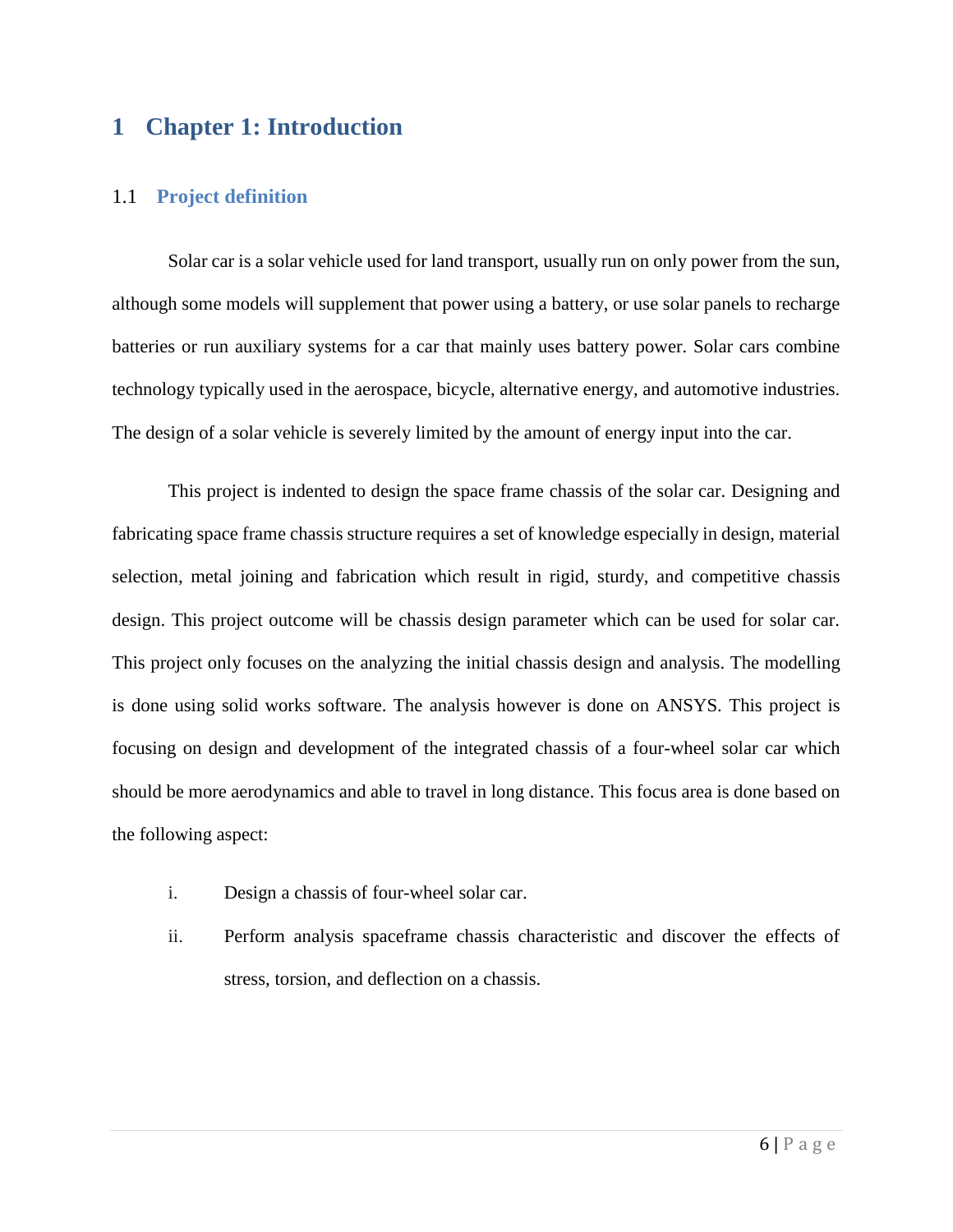# 1 Chapter 1: Introduction

## 1.1 Project definition

Solar car is a solar vehicle used for land transport, usually run on only power from the sun, although some models will supplement that power using a battery, or use solar panels to recharge batteries or run auxiliary systems for a car that mainly uses battery power. Solar cars combine technology typically used in the aerospace, bicycle, alternative energy, and automotive industries. The design of a solar vehicle is severely limited by the amount of energy input into the car.

This project is indented to design the space frame chassis of the solar car. Designing and fabricating space frame chassis structure requires a set of knowledge especially in design, material selection, metal joining and fabrication which result in rigid, sturdy, and competitive chassis design. This project outcome will be chassis design parameter which can be used for solar car. This project only focuses on the analyzing the initial chassis design and analysis. The modelling is done using solid works software. The analysis however is done on ANSYS. This project is focusing on design and development of the integrated chassis of a four-wheel solar car which should be more aerodynamics and able to travel in long distance. This focus area is done based on the following aspect:

i. Design a chassis of four-wheel solar car.

ii. Perform analysis spaceframe chassis characteristic and discover the effects of stress, torsion, and deflection on a chassis.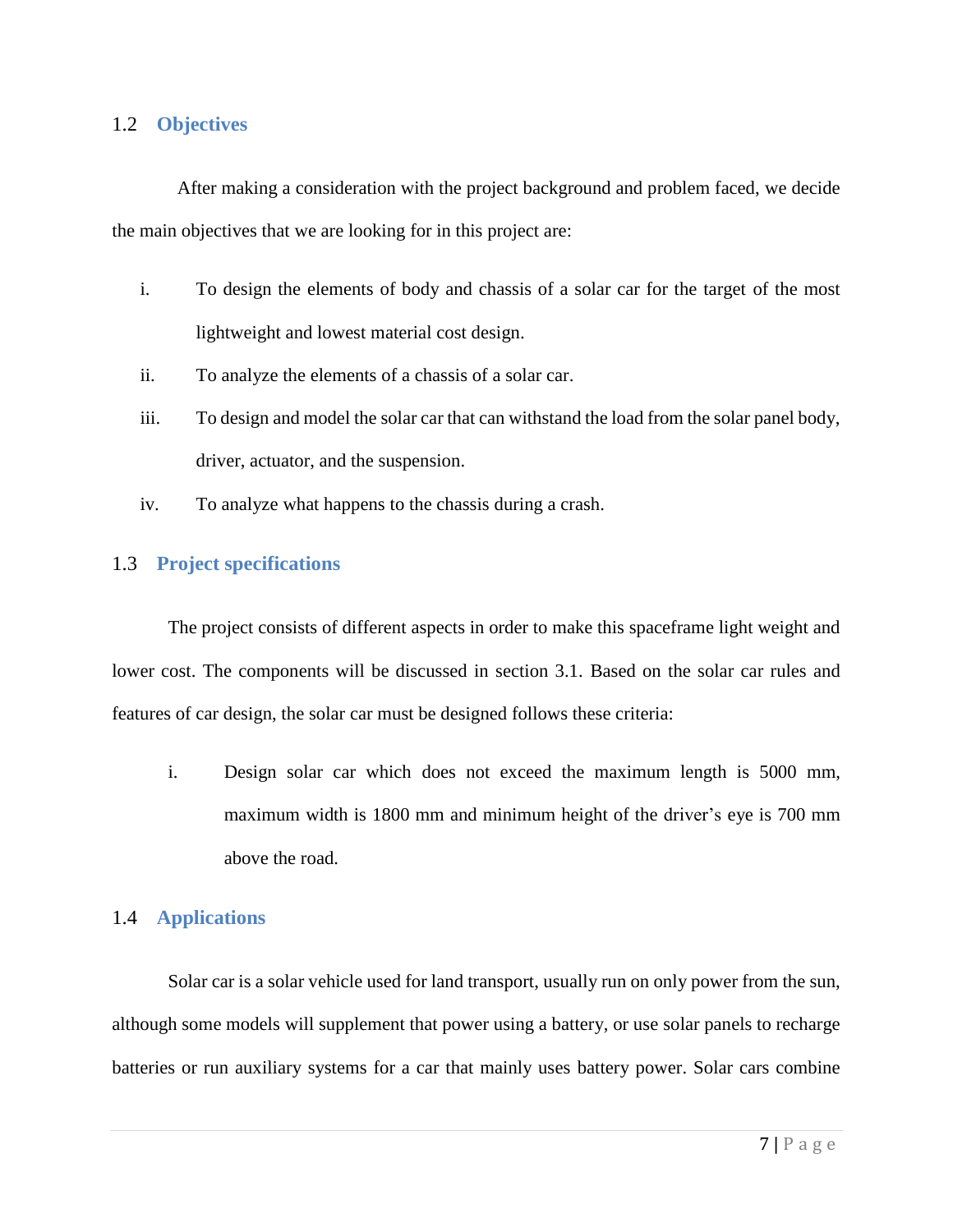## 1.2 Objectives

After making a consideration with the project background and problem faced, we decide the main objectives that we are looking for in this project are:

i. To design the elements of body and chassis of a solar car for the target of the most lightweight and lowest material cost design.
ii. To analyze the elements of a chassis of a solar car.
iii. To design and model the solar car that can withstand the load from the solar panel body, driver, actuator, and the suspension.
iv. To analyze what happens to the chassis during a crash.

## 1.3 Project specifications

The project consists of different aspects in order to make this spaceframe light weight and lower cost. The components will be discussed in section 3.1. Based on the solar car rules and features of car design, the solar car must be designed follows these criteria:

i. Design solar car which does not exceed the maximum length is 5000 mm, maximum width is 1800 mm and minimum height of the driver's eye is 700 mm above the road.

## 1.4 Applications

Solar car is a solar vehicle used for land transport, usually run on only power from the sun, although some models will supplement that power using a battery, or use solar panels to recharge batteries or run auxiliary systems for a car that mainly uses battery power. Solar cars combine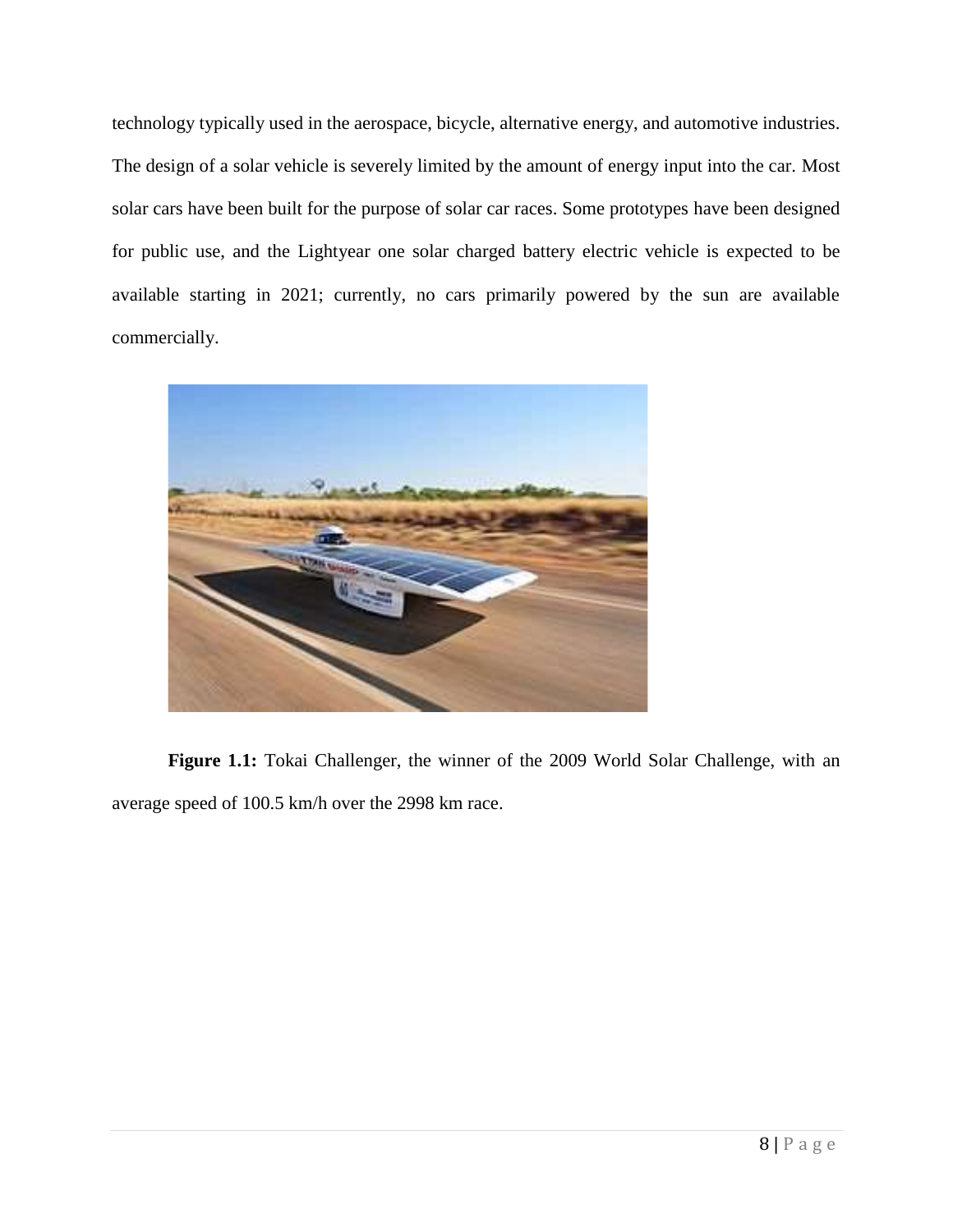technology typically used in the aerospace, bicycle, alternative energy, and automotive industries. The design of a solar vehicle is severely limited by the amount of energy input into the car. Most solar cars have been built for the purpose of solar car races. Some prototypes have been designed for public use, and the Lightyear one solar charged battery electric vehicle is expected to be available starting in 2021; currently, no cars primarily powered by the sun are available commercially.

**Figure 1.1:** Tokai Challenger, the winner of the 2009 World Solar Challenge, with an average speed of 100.5 km/h over the 2998 km race.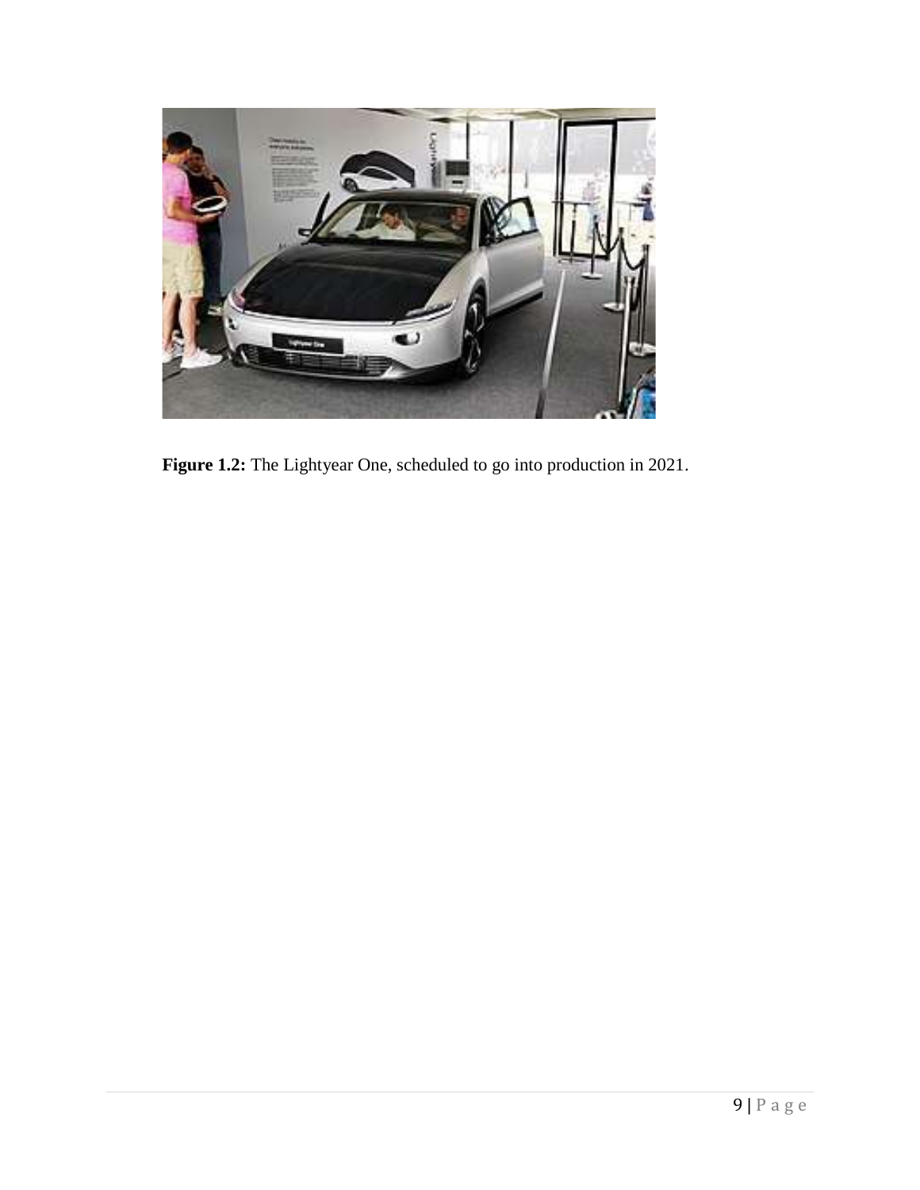**Figure 1.2:** The Lightyear One, scheduled to go into production in 2021.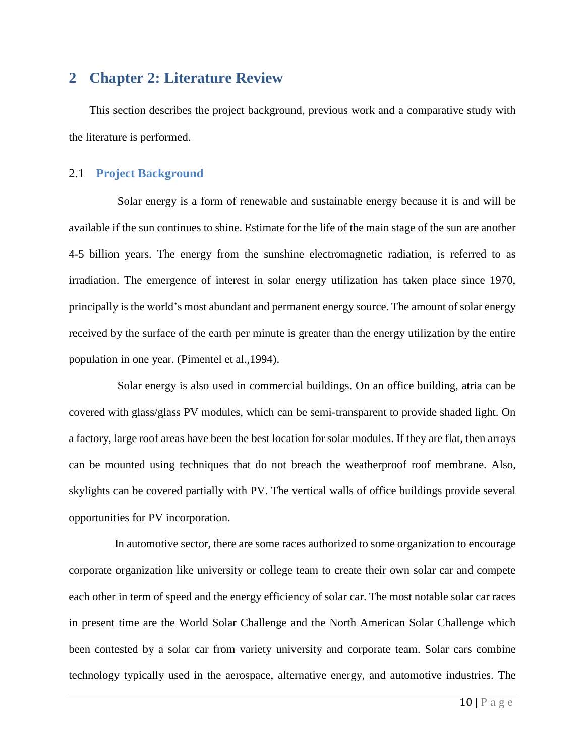# 2 Chapter 2: Literature Review

This section describes the project background, previous work and a comparative study with the literature is performed.

## 2.1 Project Background

Solar energy is a form of renewable and sustainable energy because it is and will be available if the sun continues to shine. Estimate for the life of the main stage of the sun are another 4-5 billion years. The energy from the sunshine electromagnetic radiation, is referred to as irradiation. The emergence of interest in solar energy utilization has taken place since 1970, principally is the world's most abundant and permanent energy source. The amount of solar energy received by the surface of the earth per minute is greater than the energy utilization by the entire population in one year. (Pimentel et al.,1994).

Solar energy is also used in commercial buildings. On an office building, atria can be covered with glass/glass PV modules, which can be semi-transparent to provide shaded light. On a factory, large roof areas have been the best location for solar modules. If they are flat, then arrays can be mounted using techniques that do not breach the weatherproof roof membrane. Also, skylights can be covered partially with PV. The vertical walls of office buildings provide several opportunities for PV incorporation.

In automotive sector, there are some races authorized to some organization to encourage corporate organization like university or college team to create their own solar car and compete each other in term of speed and the energy efficiency of solar car. The most notable solar car races in present time are the World Solar Challenge and the North American Solar Challenge which been contested by a solar car from variety university and corporate team. Solar cars combine technology typically used in the aerospace, alternative energy, and automotive industries. The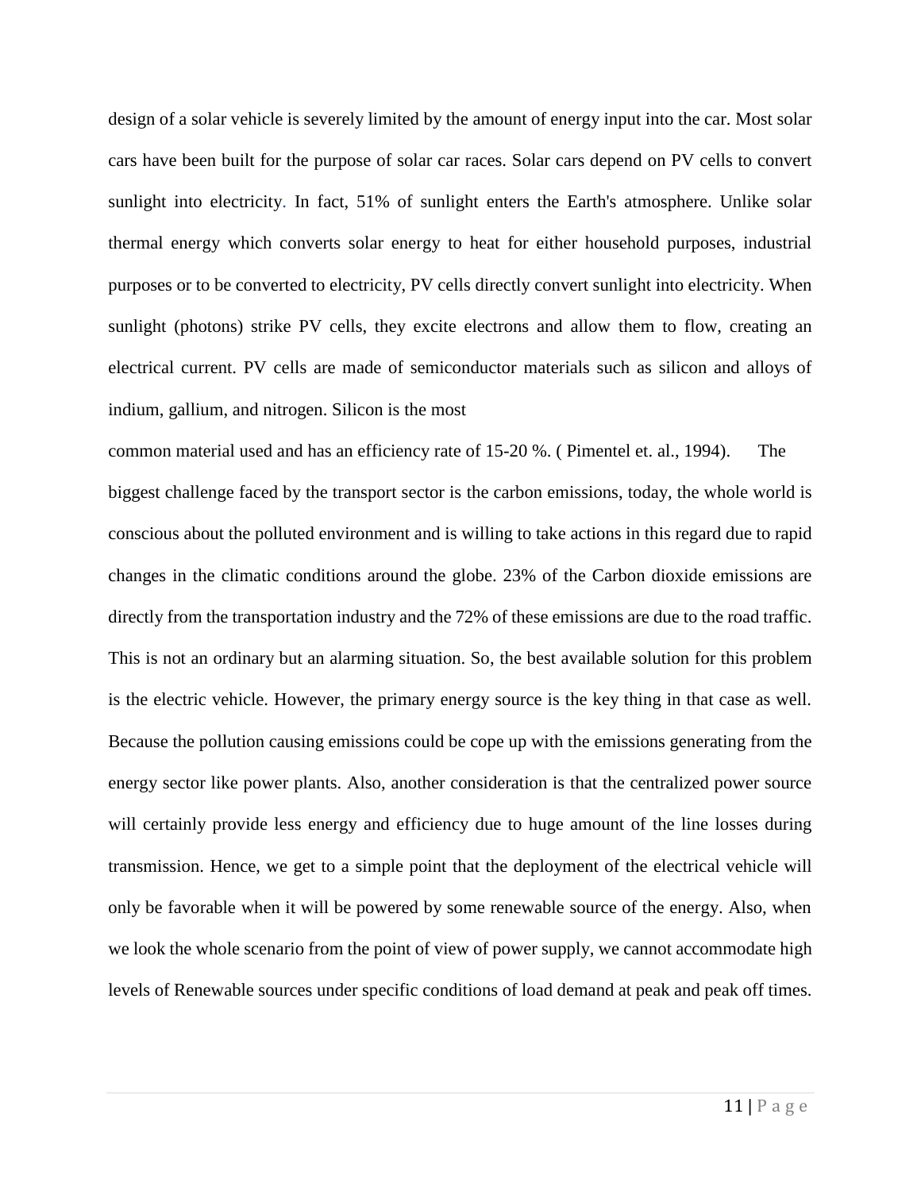design of a solar vehicle is severely limited by the amount of energy input into the car. Most solar cars have been built for the purpose of solar car races. Solar cars depend on PV cells to convert sunlight into electricity. In fact, 51% of sunlight enters the Earth's atmosphere. Unlike solar thermal energy which converts solar energy to heat for either household purposes, industrial purposes or to be converted to electricity, PV cells directly convert sunlight into electricity. When sunlight (photons) strike PV cells, they excite electrons and allow them to flow, creating an electrical current. PV cells are made of semiconductor materials such as silicon and alloys of indium, gallium, and nitrogen. Silicon is the most common material used and has an efficiency rate of 15-20 %. ( Pimentel et. al., 1994). The biggest challenge faced by the transport sector is the carbon emissions, today, the whole world is conscious about the polluted environment and is willing to take actions in this regard due to rapid changes in the climatic conditions around the globe. 23% of the Carbon dioxide emissions are directly from the transportation industry and the 72% of these emissions are due to the road traffic. This is not an ordinary but an alarming situation. So, the best available solution for this problem is the electric vehicle. However, the primary energy source is the key thing in that case as well. Because the pollution causing emissions could be cope up with the emissions generating from the energy sector like power plants. Also, another consideration is that the centralized power source will certainly provide less energy and efficiency due to huge amount of the line losses during transmission. Hence, we get to a simple point that the deployment of the electrical vehicle will only be favorable when it will be powered by some renewable source of the energy. Also, when we look the whole scenario from the point of view of power supply, we cannot accommodate high levels of Renewable sources under specific conditions of load demand at peak and peak off times.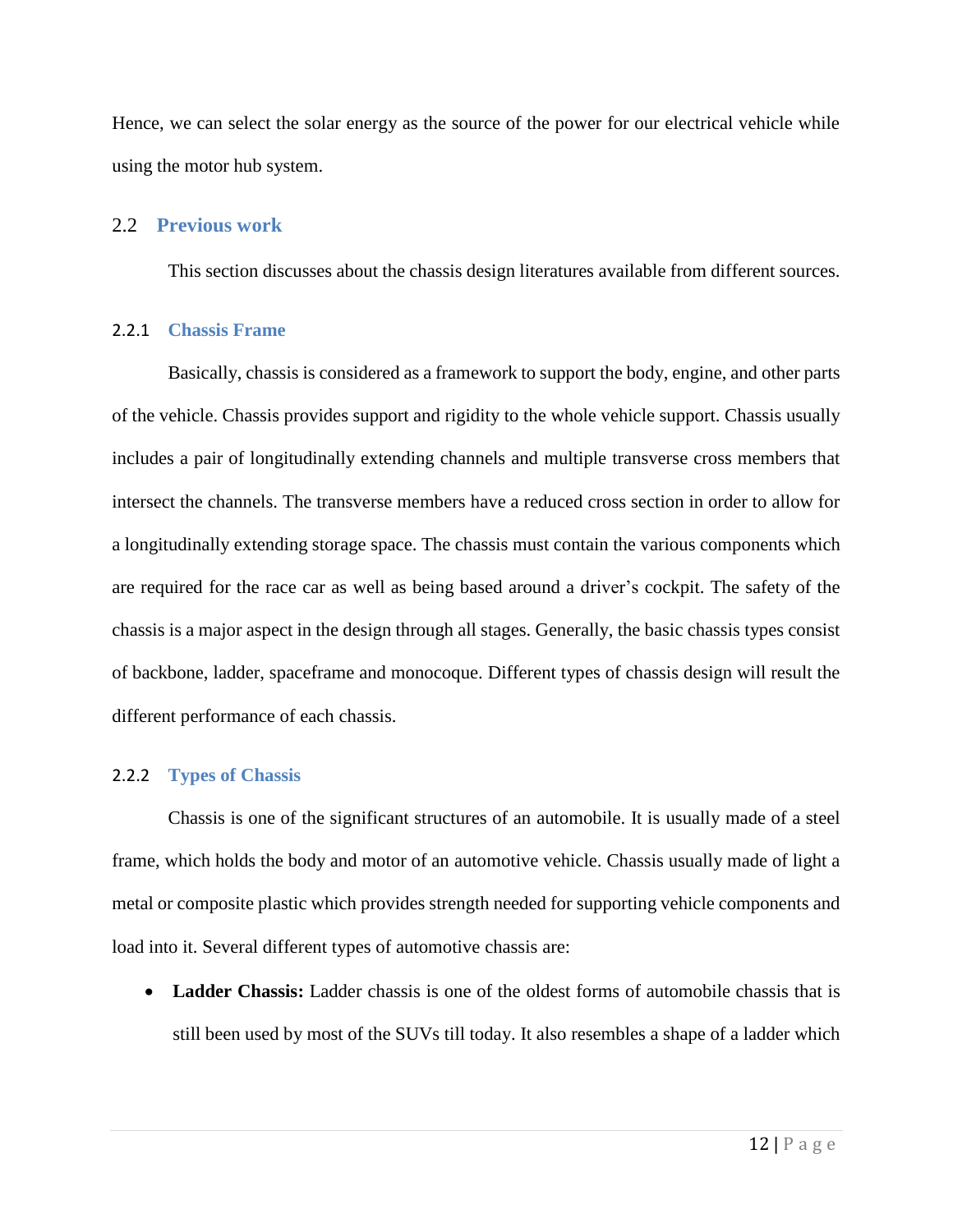Hence, we can select the solar energy as the source of the power for our electrical vehicle while using the motor hub system.

## 2.2 Previous work

This section discusses about the chassis design literatures available from different sources.

### 2.2.1 Chassis Frame

Basically, chassis is considered as a framework to support the body, engine, and other parts of the vehicle. Chassis provides support and rigidity to the whole vehicle support. Chassis usually includes a pair of longitudinally extending channels and multiple transverse cross members that intersect the channels. The transverse members have a reduced cross section in order to allow for a longitudinally extending storage space. The chassis must contain the various components which are required for the race car as well as being based around a driver's cockpit. The safety of the chassis is a major aspect in the design through all stages. Generally, the basic chassis types consist of backbone, ladder, spaceframe and monocoque. Different types of chassis design will result the different performance of each chassis.

### 2.2.2 Types of Chassis

Chassis is one of the significant structures of an automobile. It is usually made of a steel frame, which holds the body and motor of an automotive vehicle. Chassis usually made of light a metal or composite plastic which provides strength needed for supporting vehicle components and load into it. Several different types of automotive chassis are:

- **Ladder Chassis:** Ladder chassis is one of the oldest forms of automobile chassis that is still been used by most of the SUVs till today. It also resembles a shape of a ladder which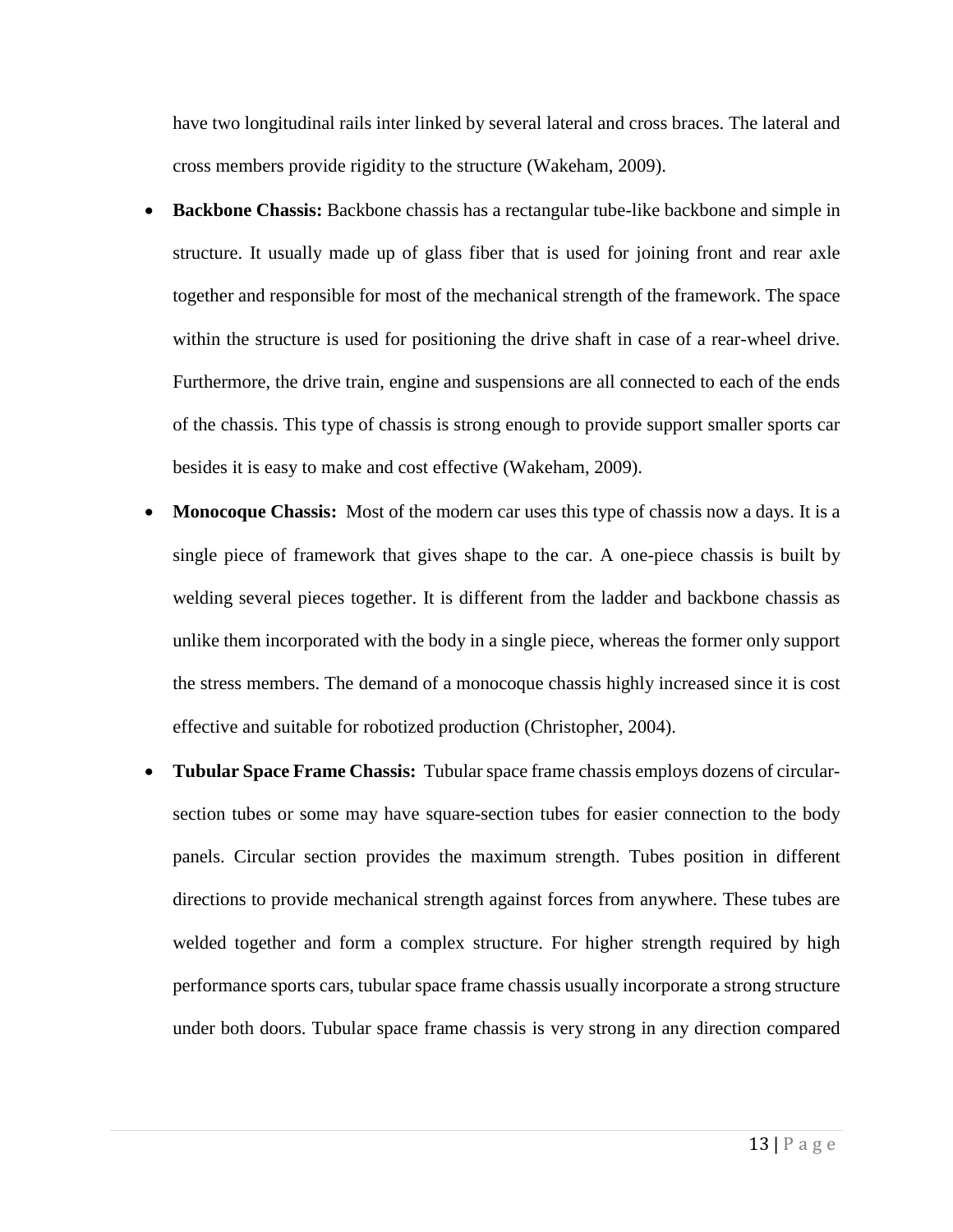have two longitudinal rails inter linked by several lateral and cross braces. The lateral and cross members provide rigidity to the structure (Wakeham, 2009).

- **Backbone Chassis:** Backbone chassis has a rectangular tube-like backbone and simple in structure. It usually made up of glass fiber that is used for joining front and rear axle together and responsible for most of the mechanical strength of the framework. The space within the structure is used for positioning the drive shaft in case of a rear-wheel drive. Furthermore, the drive train, engine and suspensions are all connected to each of the ends of the chassis. This type of chassis is strong enough to provide support smaller sports car besides it is easy to make and cost effective (Wakeham, 2009).
- **Monocoque Chassis:** Most of the modern car uses this type of chassis now a days. It is a single piece of framework that gives shape to the car. A one-piece chassis is built by welding several pieces together. It is different from the ladder and backbone chassis as unlike them incorporated with the body in a single piece, whereas the former only support the stress members. The demand of a monocoque chassis highly increased since it is cost effective and suitable for robotized production (Christopher, 2004).
- **Tubular Space Frame Chassis:** Tubular space frame chassis employs dozens of circular-section tubes or some may have square-section tubes for easier connection to the body panels. Circular section provides the maximum strength. Tubes position in different directions to provide mechanical strength against forces from anywhere. These tubes are welded together and form a complex structure. For higher strength required by high performance sports cars, tubular space frame chassis usually incorporate a strong structure under both doors. Tubular space frame chassis is very strong in any direction compared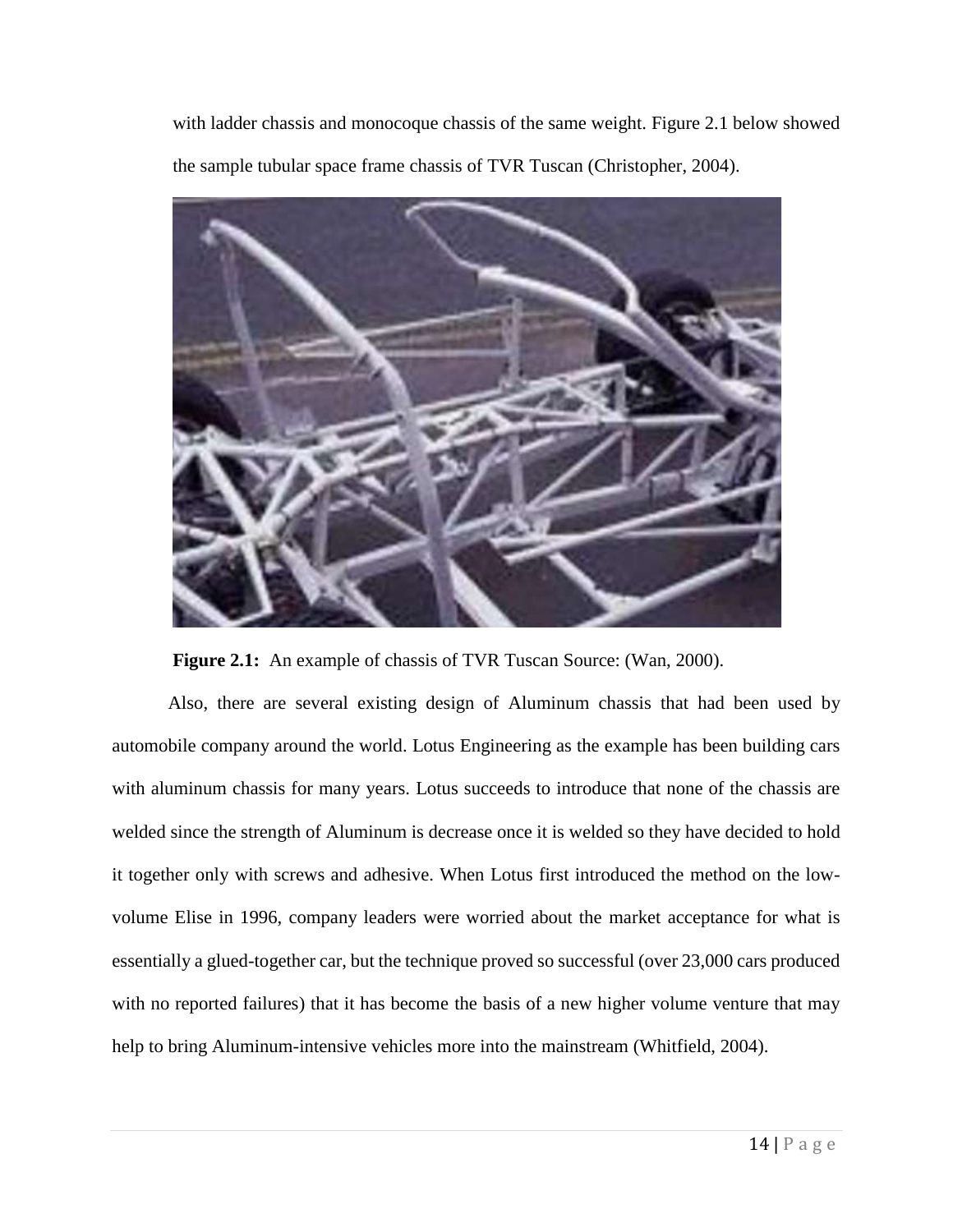with ladder chassis and monocoque chassis of the same weight. Figure 2.1 below showed the sample tubular space frame chassis of TVR Tuscan (Christopher, 2004).

**Figure 2.1:** An example of chassis of TVR Tuscan Source: (Wan, 2000).

Also, there are several existing design of Aluminum chassis that had been used by automobile company around the world. Lotus Engineering as the example has been building cars with aluminum chassis for many years. Lotus succeeds to introduce that none of the chassis are welded since the strength of Aluminum is decrease once it is welded so they have decided to hold it together only with screws and adhesive. When Lotus first introduced the method on the low-volume Elise in 1996, company leaders were worried about the market acceptance for what is essentially a glued-together car, but the technique proved so successful (over 23,000 cars produced with no reported failures) that it has become the basis of a new higher volume venture that may help to bring Aluminum-intensive vehicles more into the mainstream (Whitfield, 2004).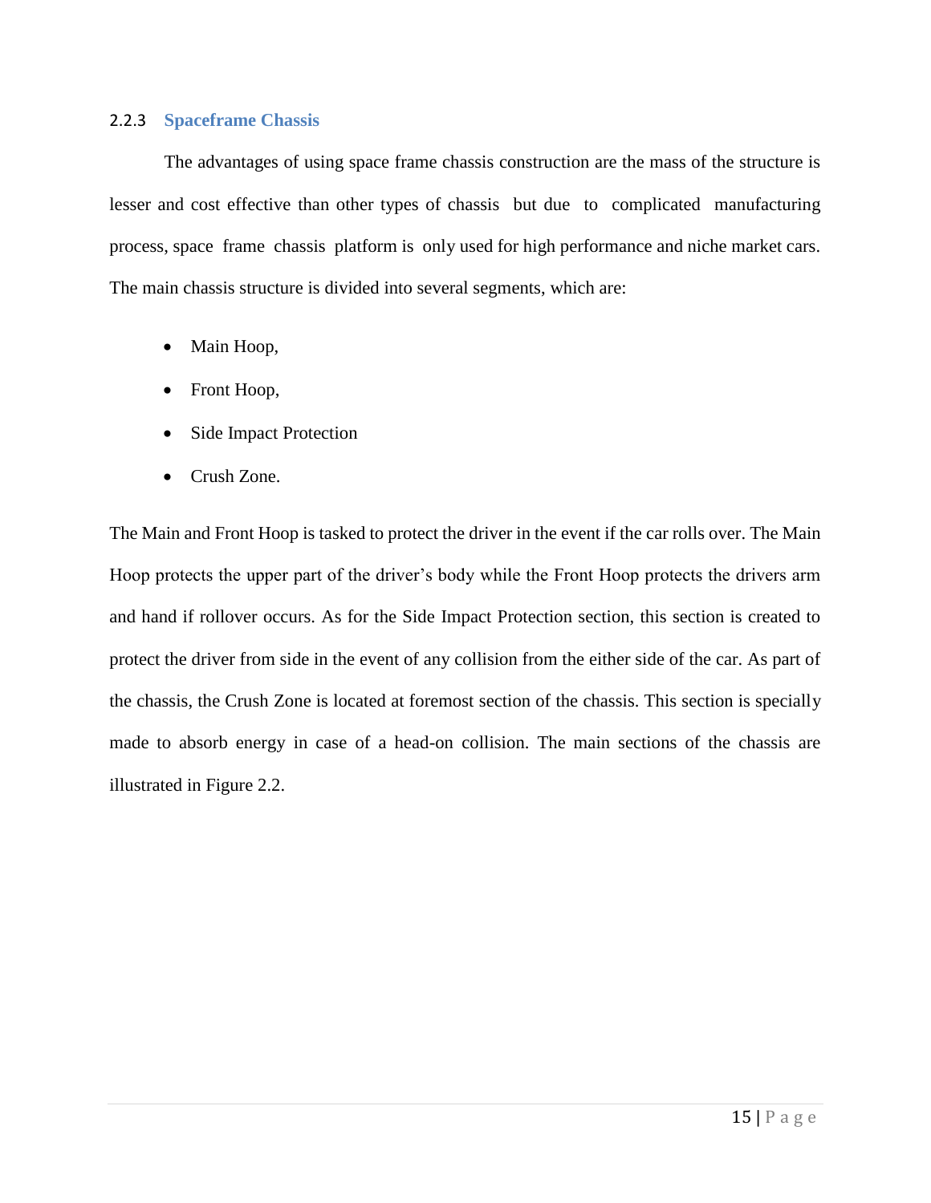### 2.2.3 Spaceframe Chassis

The advantages of using space frame chassis construction are the mass of the structure is lesser and cost effective than other types of chassis but due to complicated manufacturing process, space frame chassis platform is only used for high performance and niche market cars. The main chassis structure is divided into several segments, which are:

- Main Hoop,
- Front Hoop,
- Side Impact Protection
- Crush Zone.

The Main and Front Hoop is tasked to protect the driver in the event if the car rolls over. The Main Hoop protects the upper part of the driver's body while the Front Hoop protects the drivers arm and hand if rollover occurs. As for the Side Impact Protection section, this section is created to protect the driver from side in the event of any collision from the either side of the car. As part of the chassis, the Crush Zone is located at foremost section of the chassis. This section is specially made to absorb energy in case of a head-on collision. The main sections of the chassis are illustrated in Figure 2.2.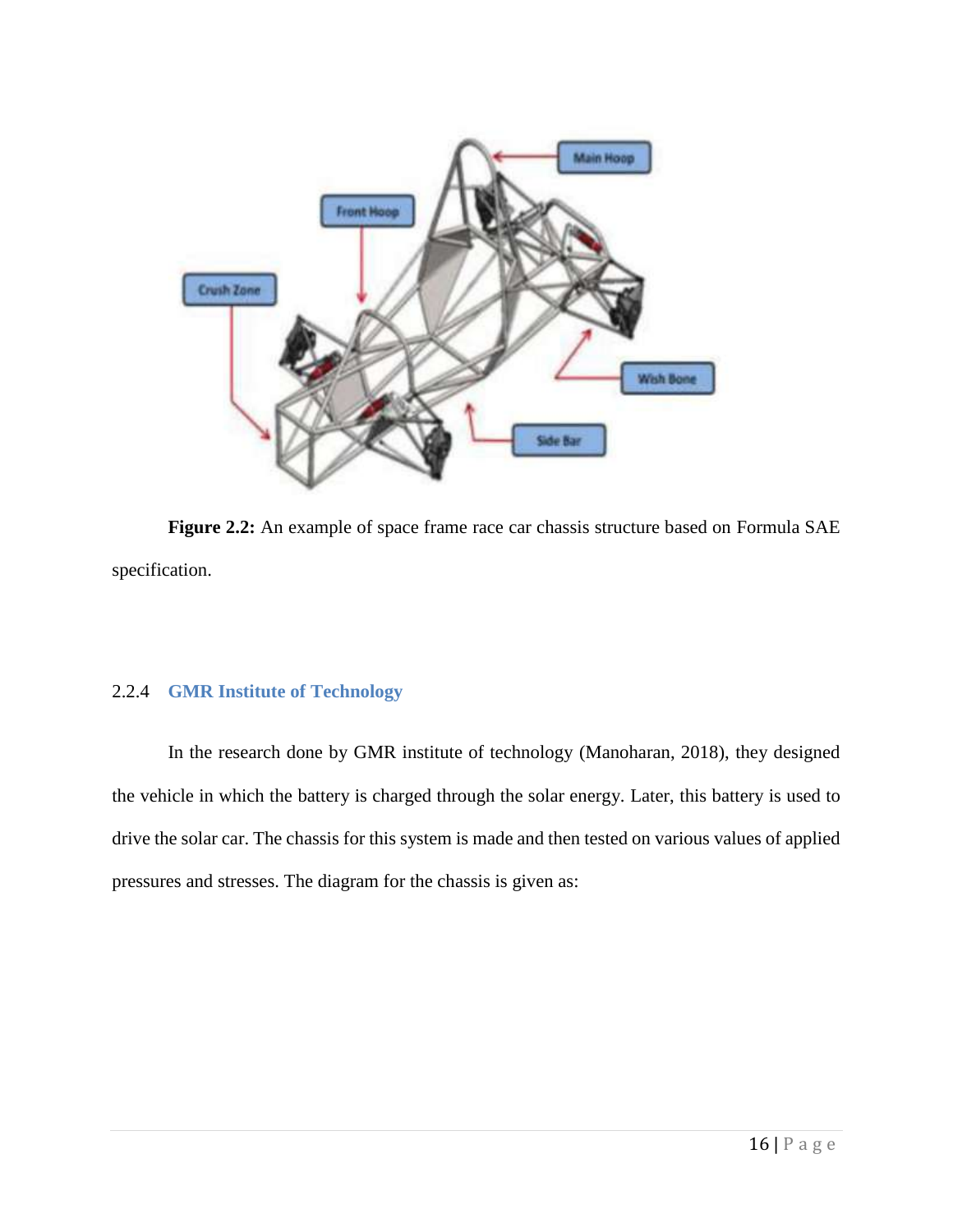**Figure 2.2:** An example of space frame race car chassis structure based on Formula SAE specification.

### 2.2.4 GMR Institute of Technology

In the research done by GMR institute of technology (Manoharan, 2018), they designed the vehicle in which the battery is charged through the solar energy. Later, this battery is used to drive the solar car. The chassis for this system is made and then tested on various values of applied pressures and stresses. The diagram for the chassis is given as: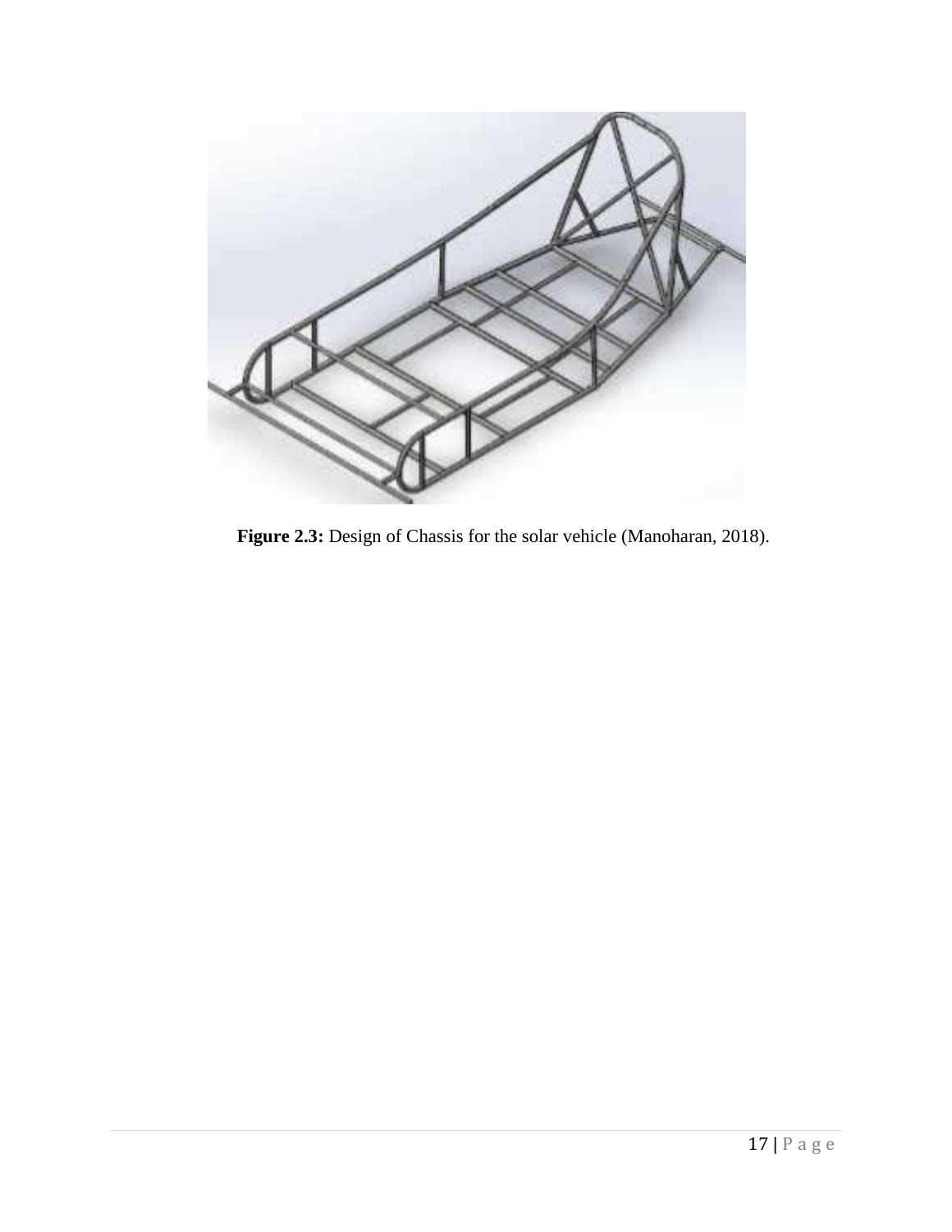**Figure 2.3:** Design of Chassis for the solar vehicle (Manoharan, 2018).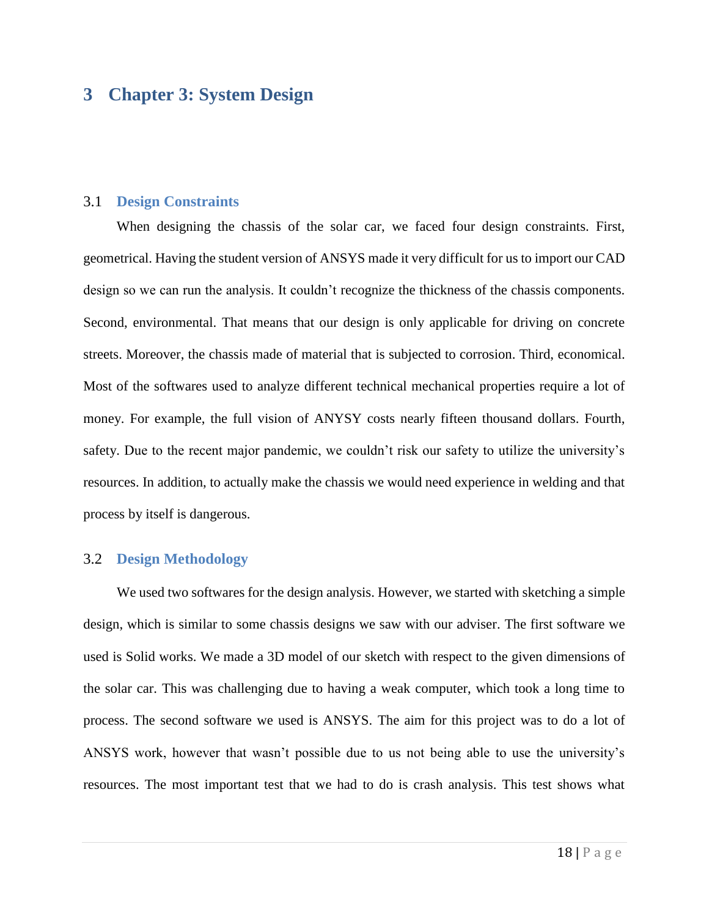# 3 Chapter 3: System Design

## 3.1 Design Constraints

When designing the chassis of the solar car, we faced four design constraints. First, geometrical. Having the student version of ANSYS made it very difficult for us to import our CAD design so we can run the analysis. It couldn't recognize the thickness of the chassis components. Second, environmental. That means that our design is only applicable for driving on concrete streets. Moreover, the chassis made of material that is subjected to corrosion. Third, economical. Most of the softwares used to analyze different technical mechanical properties require a lot of money. For example, the full vision of ANYSY costs nearly fifteen thousand dollars. Fourth, safety. Due to the recent major pandemic, we couldn't risk our safety to utilize the university's resources. In addition, to actually make the chassis we would need experience in welding and that process by itself is dangerous.

## 3.2 Design Methodology

We used two softwares for the design analysis. However, we started with sketching a simple design, which is similar to some chassis designs we saw with our adviser. The first software we used is Solid works. We made a 3D model of our sketch with respect to the given dimensions of the solar car. This was challenging due to having a weak computer, which took a long time to process. The second software we used is ANSYS. The aim for this project was to do a lot of ANSYS work, however that wasn't possible due to us not being able to use the university's resources. The most important test that we had to do is crash analysis. This test shows what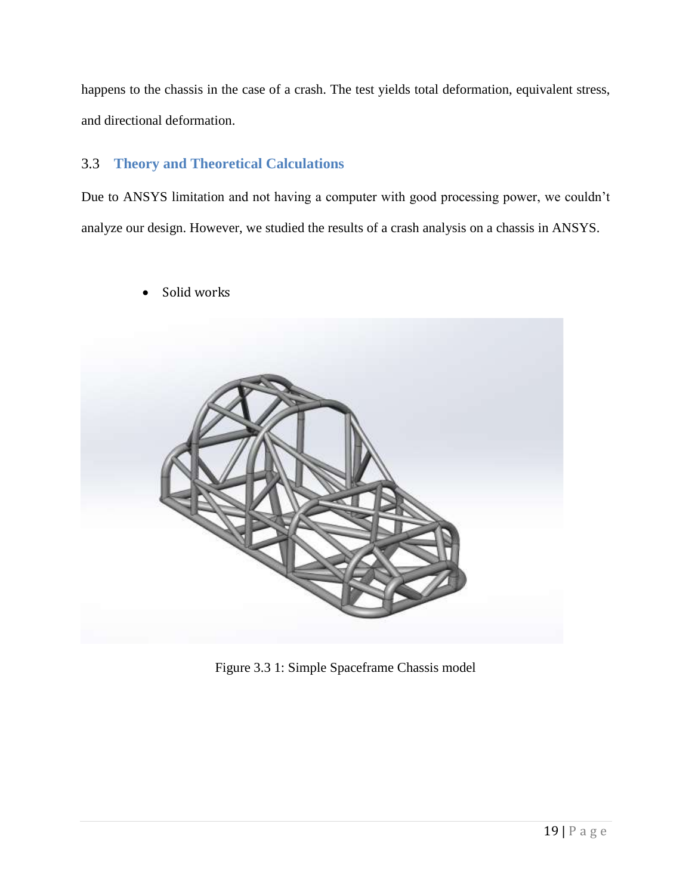happens to the chassis in the case of a crash. The test yields total deformation, equivalent stress, and directional deformation.

## 3.3 Theory and Theoretical Calculations

Due to ANSYS limitation and not having a computer with good processing power, we couldn't analyze our design. However, we studied the results of a crash analysis on a chassis in ANSYS.

- Solid works

Figure 3.3 1: Simple Spaceframe Chassis model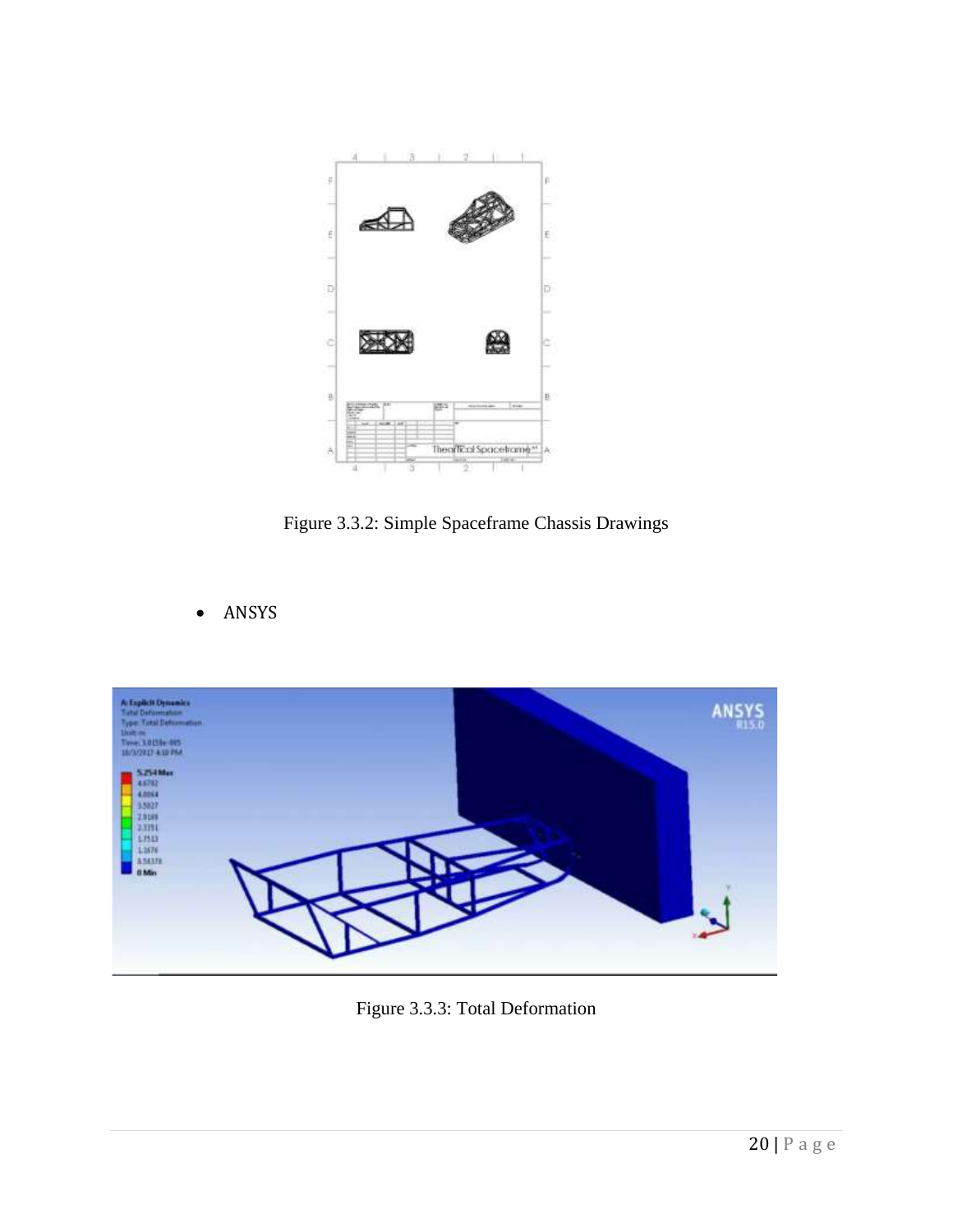Figure 3.3.2: Simple Spaceframe Chassis Drawings

- ANSYS

Figure 3.3.3: Total Deformation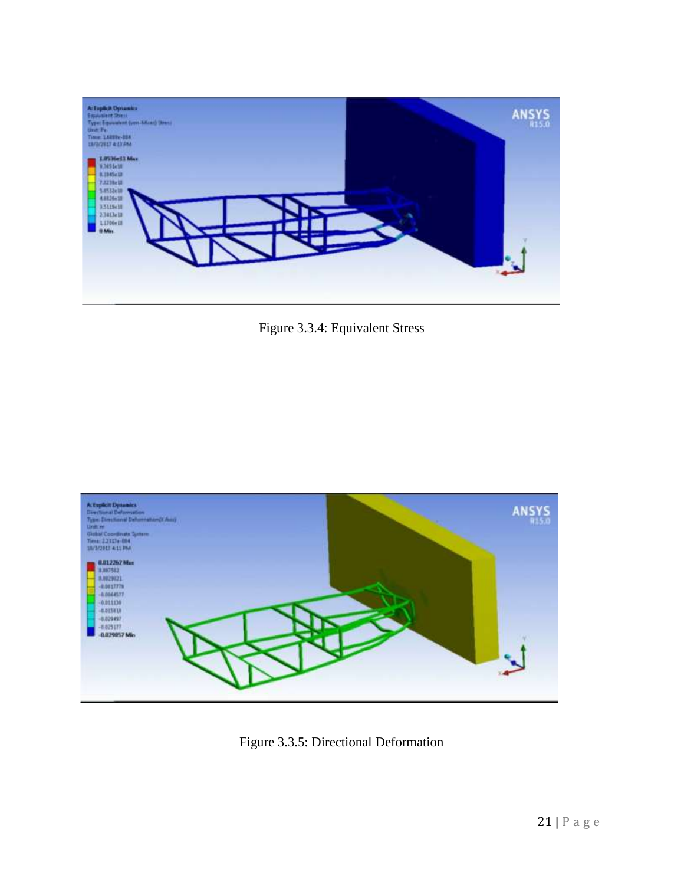Figure 3.3.4: Equivalent Stress

Figure 3.3.5: Directional Deformation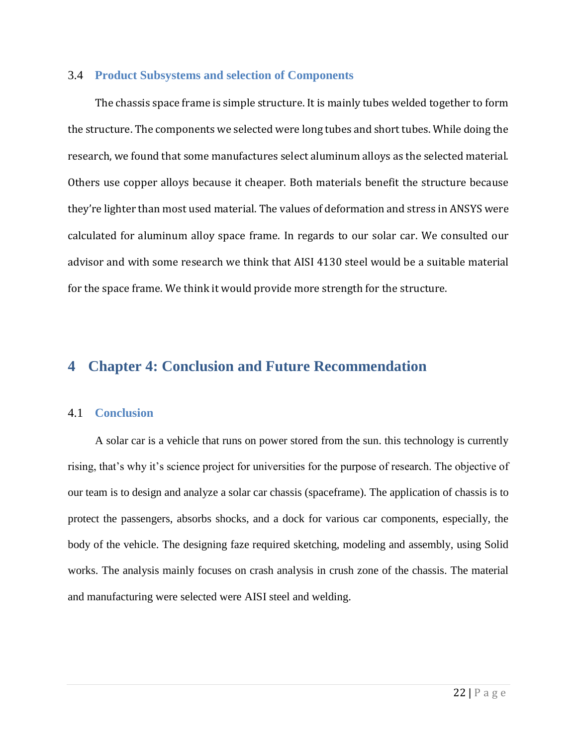### 3.4 Product Subsystems and selection of Components

The chassis space frame is simple structure. It is mainly tubes welded together to form the structure. The components we selected were long tubes and short tubes. While doing the research, we found that some manufactures select aluminum alloys as the selected material. Others use copper alloys because it cheaper. Both materials benefit the structure because they're lighter than most used material. The values of deformation and stress in ANSYS were calculated for aluminum alloy space frame. In regards to our solar car. We consulted our advisor and with some research we think that AISI 4130 steel would be a suitable material for the space frame. We think it would provide more strength for the structure.

# 4 Chapter 4: Conclusion and Future Recommendation

### 4.1 Conclusion

A solar car is a vehicle that runs on power stored from the sun. this technology is currently rising, that's why it's science project for universities for the purpose of research. The objective of our team is to design and analyze a solar car chassis (spaceframe). The application of chassis is to protect the passengers, absorbs shocks, and a dock for various car components, especially, the body of the vehicle. The designing faze required sketching, modeling and assembly, using Solid works. The analysis mainly focuses on crash analysis in crush zone of the chassis. The material and manufacturing were selected were AISI steel and welding.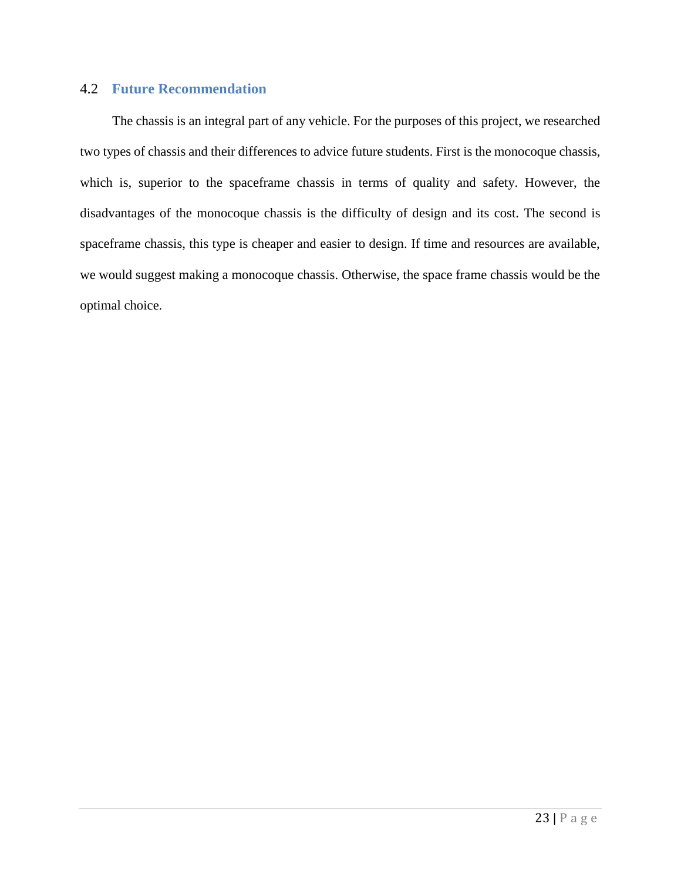## 4.2 Future Recommendation

The chassis is an integral part of any vehicle. For the purposes of this project, we researched two types of chassis and their differences to advice future students. First is the monocoque chassis, which is, superior to the spaceframe chassis in terms of quality and safety. However, the disadvantages of the monocoque chassis is the difficulty of design and its cost. The second is spaceframe chassis, this type is cheaper and easier to design. If time and resources are available, we would suggest making a monocoque chassis. Otherwise, the space frame chassis would be the optimal choice.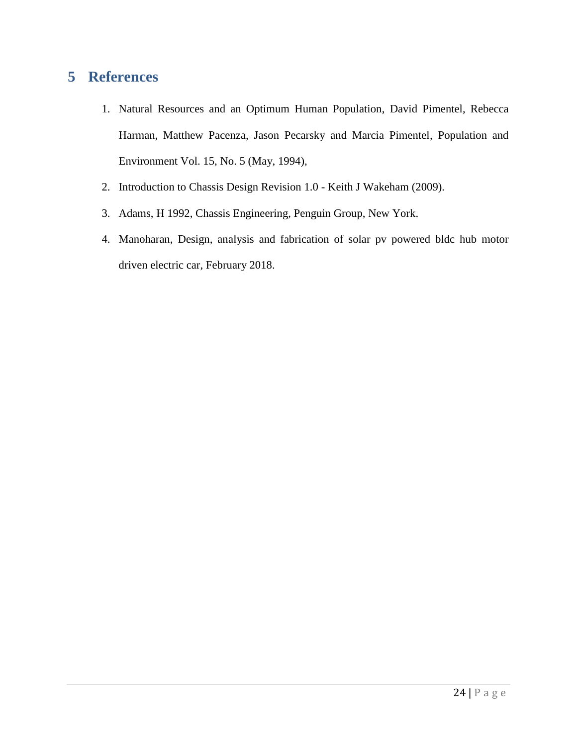# 5 References

1. Natural Resources and an Optimum Human Population, David Pimentel, Rebecca Harman, Matthew Pacenza, Jason Pecarsky and Marcia Pimentel, Population and Environment Vol. 15, No. 5 (May, 1994),
2. Introduction to Chassis Design Revision 1.0 - Keith J Wakeham (2009).
3. Adams, H 1992, Chassis Engineering, Penguin Group, New York.
4. Manoharan, Design, analysis and fabrication of solar pv powered bldc hub motor driven electric car, February 2018.